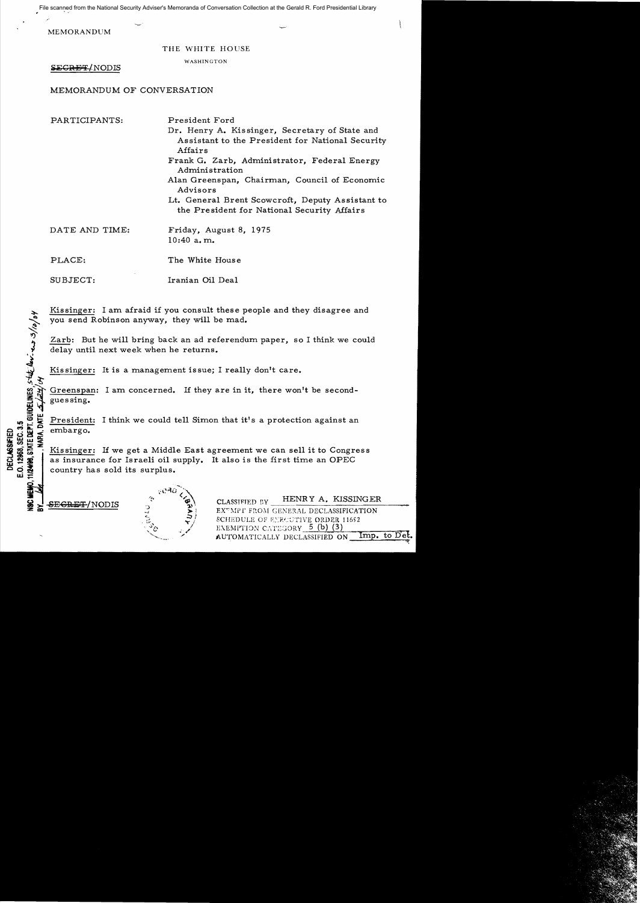File scanned from the National Security Adviser's Memoranda of Conversation Collection at the Gerald R. Ford Presidential Library

MEMORANDUM

THE WHITE HOUSE

WASHINGTON

~~SECRET~~/NODIS

MEMORANDUM OF CONVERSATION

PARTICIPANTS: President Ford
Dr. Henry A. Kissinger, Secretary of State and Assistant to the President for National Security Affairs
Frank G. Zarb, Administrator, Federal Energy Administration
Alan Greenspan, Chairman, Council of Economic Advisors
Lt. General Brent Scowcroft, Deputy Assistant to the President for National Security Affairs

DATE AND TIME: Friday, August 8, 1975
10:40 a.m.

PLACE: The White House

SUBJECT: Iranian Oil Deal

DECLASSIFIED
E.O. 12958, SEC. 3.5
NSC MEMO, 11/24/98, STATE DEPT. GUIDELINES, State Rev. 3/10/04
BY lal, NARA, DATE 5/24/04

Kissinger: I am afraid if you consult these people and they disagree and you send Robinson anyway, they will be mad.

Zarb: But he will bring back an ad referendum paper, so I think we could delay until next week when he returns.

Kissinger: It is a management issue; I really don't care.

Greenspan: I am concerned. If they are in it, there won't be second-guessing.

President: I think we could tell Simon that it's a protection against an embargo.

Kissinger: If we get a Middle East agreement we can sell it to Congress as insurance for Israeli oil supply. It also is the first time an OPEC country has sold its surplus.

~~SECRET~~/NODIS

CLASSIFIED BY HENRY A. KISSINGER
EXEMPT FROM GENERAL DECLASSIFICATION SCHEDULE OF EXECUTIVE ORDER 11652
EXEMPTION CATEGORY 5 (b) (3)
AUTOMATICALLY DECLASSIFIED ON Imp. to Det.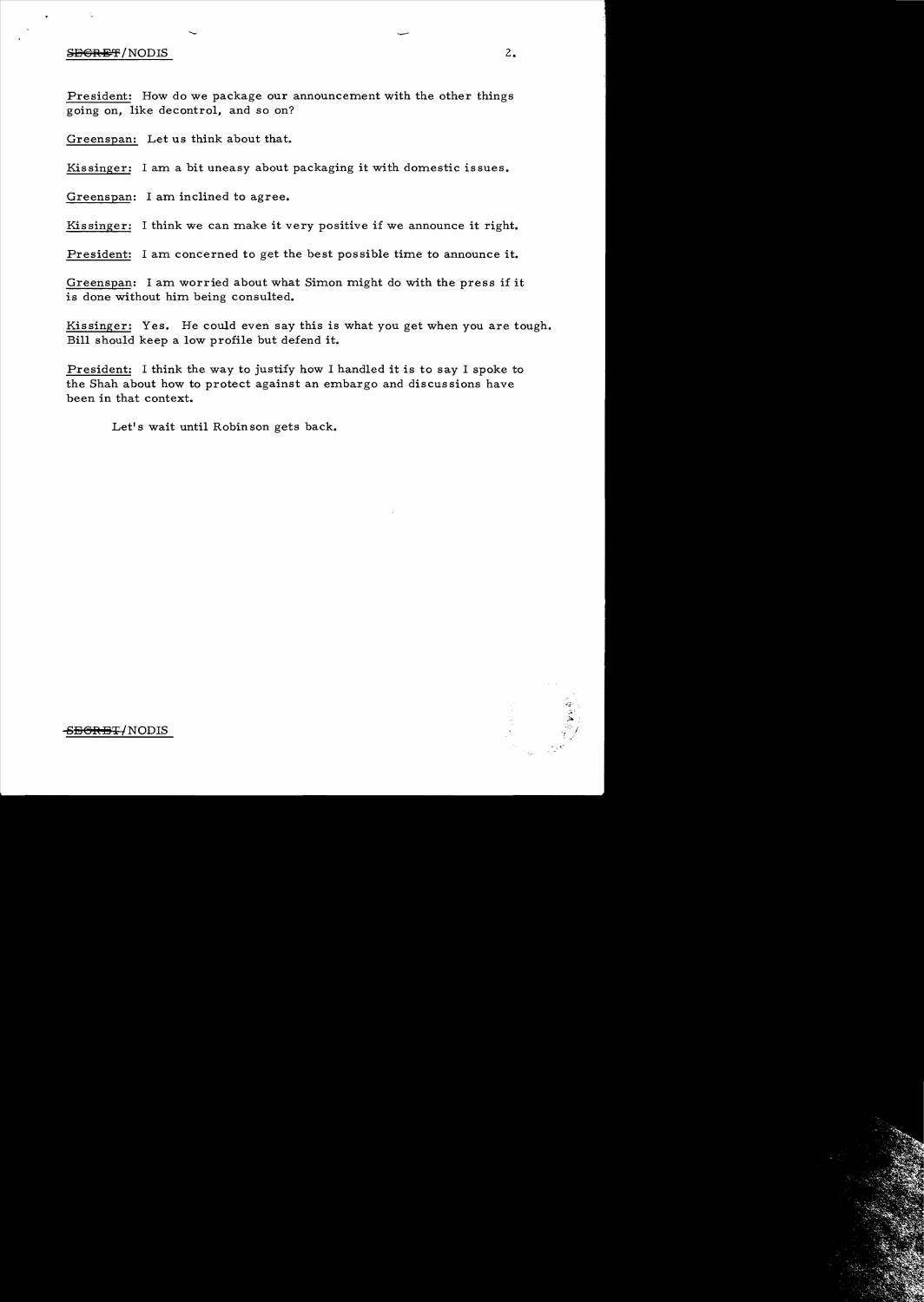**President:** How do we package our announcement with the other things going on, like decontrol, and so on?

**Greenspan:** Let us think about that.

**Kissinger:** I am a bit uneasy about packaging it with domestic issues.

**Greenspan:** I am inclined to agree.

**Kissinger:** I think we can make it very positive if we announce it right.

**President:** I am concerned to get the best possible time to announce it.

**Greenspan:** I am worried about what Simon might do with the press if it is done without him being consulted.

**Kissinger:** Yes. He could even say this is what you get when you are tough. Bill should keep a low profile but defend it.

**President:** I think the way to justify how I handled it is to say I spoke to the Shah about how to protect against an embargo and discussions have been in that context.

Let's wait until Robinson gets back.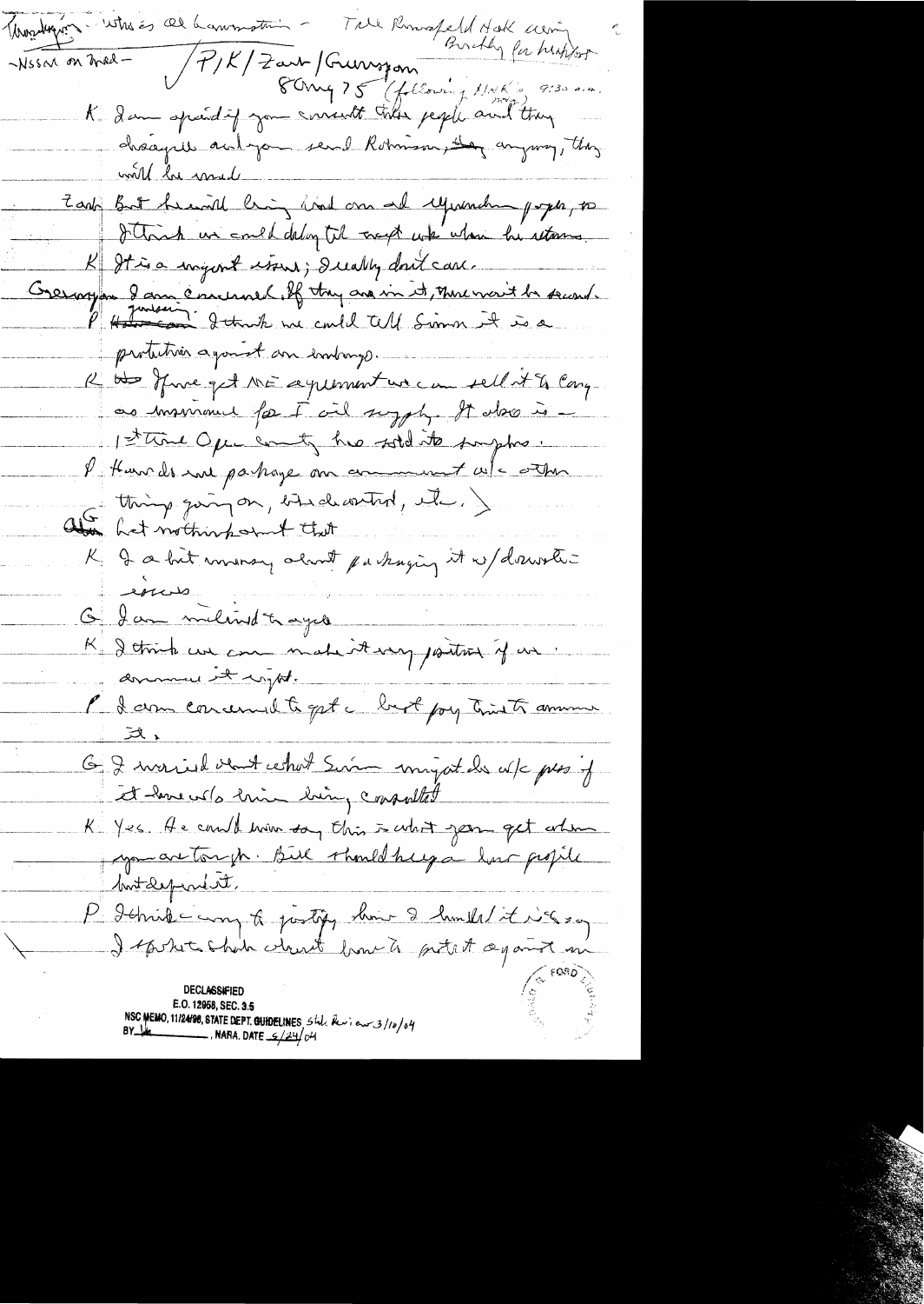Washington - who is all hammering - Talk Rumsfeld Hak weeing Brinkley for history

-Nessen on trial -

P/K/Zarb/Greenspan
8 Aug 75 (following NAK'S mtg) 9:30 a.m.

K. I am afraid if you consult these people and they disagree and you send Robinson, they anyway, they will be mad.

Zarb But he will bring it out on all upcoming papers, so I think we could delay til next wk when he returns.

K It is a urgent issue; I really don't care.

Greenspan I am concerned. If they are in it, there won't be second.

P I think we could tell Simon it is a protection against an embargo.

K If we get ME agreement we can sell it to Cong as insurance for F oil supply. It also is - 1st time Open country has sold its supplies.

P How do we package our announcement w/ other things going on, like decontrol, etc.

G. Ha not thought about that

K. I a bit uneasy about packaging it w/ domestic issues

G. I am inclined to agree

K. I think we can make it very positive if we announce it right.

P I am concerned to get a best possible to announce it.

G I worried about what Simon might do w/ press if it done w/o him being consulted

K. Yes. He could even say this is what you get when you are tough. Bill should keep a low profile but defend it.

P I think - way to justify him I handle it is so I spoke to shah about how to protect against an

DECLASSIFIED
E.O. 12958, SEC. 3.5
NSC MEMO, 11/24/98, STATE DEPT. GUIDELINES State Rev. 3/10/04
BY [illegible], NARA, DATE 5/24/04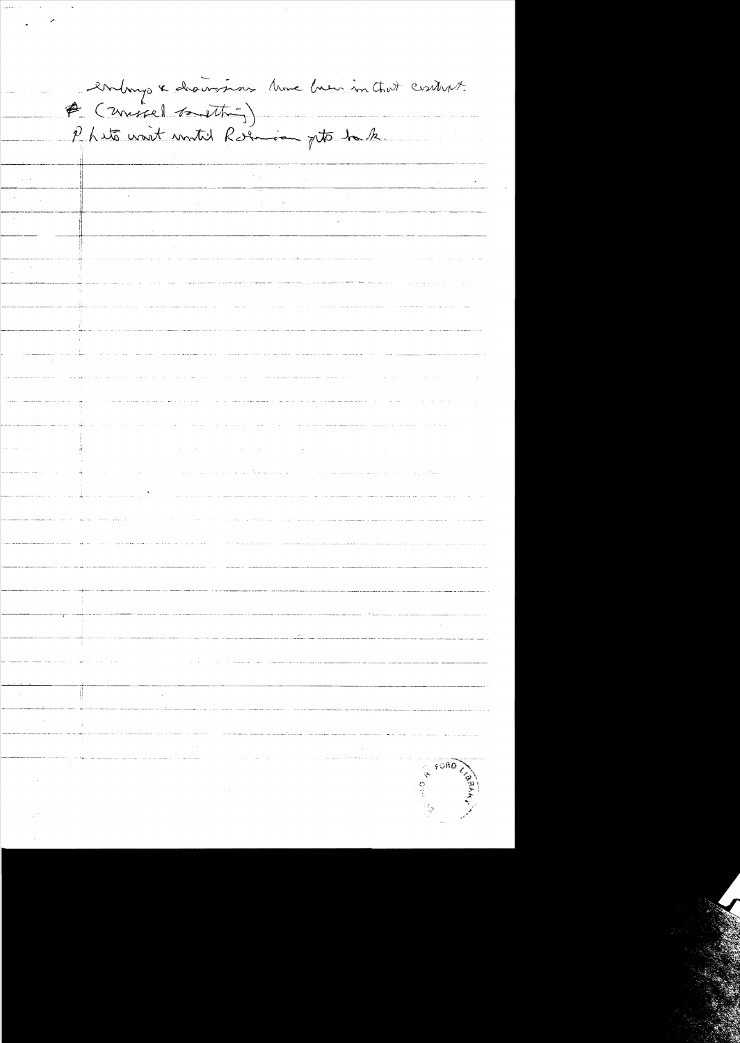embargo & decisions have been in that context.
# (missed something)
Photo wait until Romanian gets back.